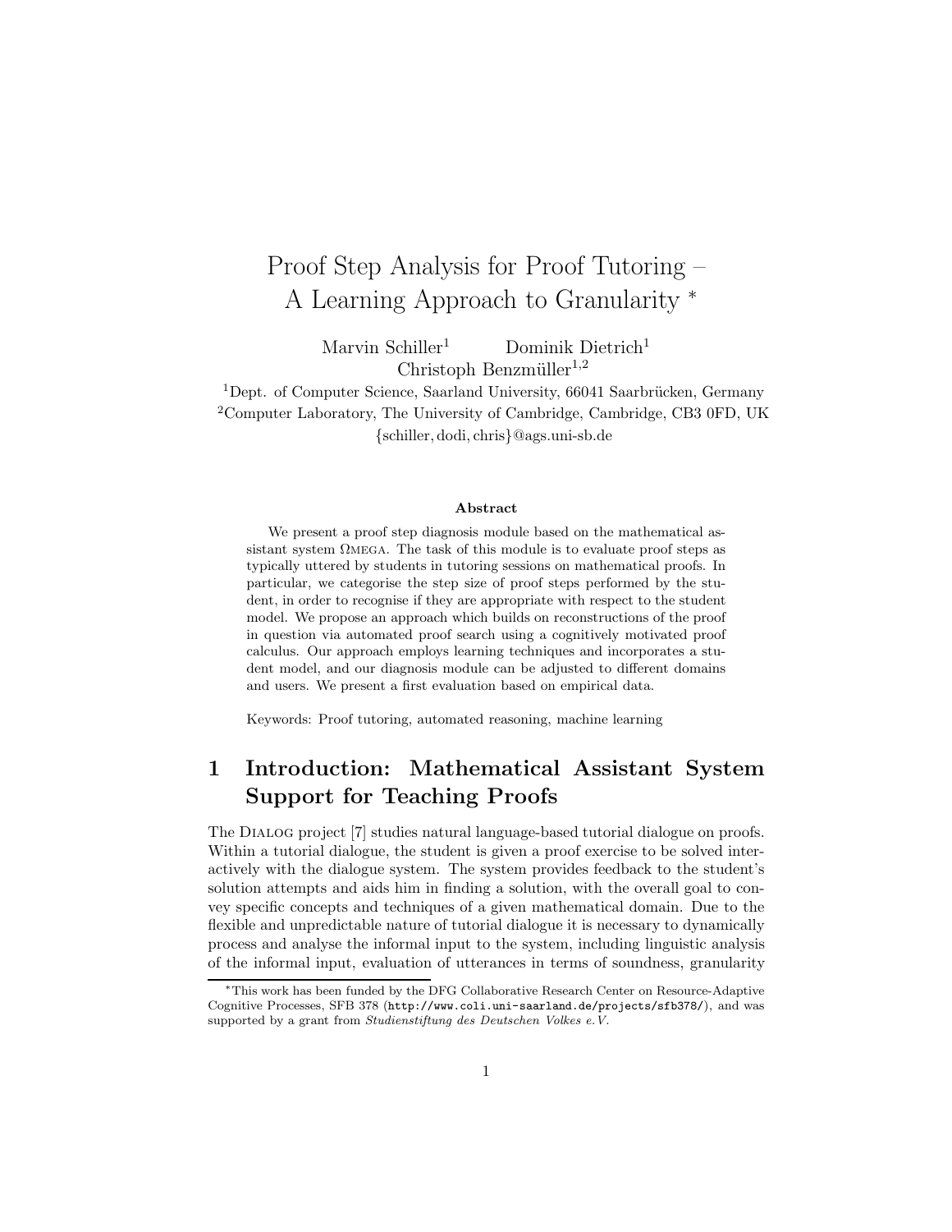# Proof Step Analysis for Proof Tutoring – A Learning Approach to Granularity *

Marvin Schiller[1] Dominik Dietrich[1]
Christoph Benzmüller[1,2]

[1]Dept. of Computer Science, Saarland University, 66041 Saarbrücken, Germany
[2]Computer Laboratory, The University of Cambridge, Cambridge, CB3 0FD, UK
{schiller, dodi, chris}@ags.uni-sb.de

### Abstract

We present a proof step diagnosis module based on the mathematical assistant system ΩMEGA. The task of this module is to evaluate proof steps as typically uttered by students in tutoring sessions on mathematical proofs. In particular, we categorise the step size of proof steps performed by the student, in order to recognise if they are appropriate with respect to the student model. We propose an approach which builds on reconstructions of the proof in question via automated proof search using a cognitively motivated proof calculus. Our approach employs learning techniques and incorporates a student model, and our diagnosis module can be adjusted to different domains and users. We present a first evaluation based on empirical data.

Keywords: Proof tutoring, automated reasoning, machine learning

## 1 Introduction: Mathematical Assistant System Support for Teaching Proofs

The DIALOG project [7] studies natural language-based tutorial dialogue on proofs. Within a tutorial dialogue, the student is given a proof exercise to be solved interactively with the dialogue system. The system provides feedback to the student's solution attempts and aids him in finding a solution, with the overall goal to convey specific concepts and techniques of a given mathematical domain. Due to the flexible and unpredictable nature of tutorial dialogue it is necessary to dynamically process and analyse the informal input to the system, including linguistic analysis of the informal input, evaluation of utterances in terms of soundness, granularity

*This work has been funded by the DFG Collaborative Research Center on Resource-Adaptive Cognitive Processes, SFB 378 (`http://www.coli.uni-saarland.de/projects/sfb378/`), and was supported by a grant from *Studienstiftung des Deutschen Volkes e.V.*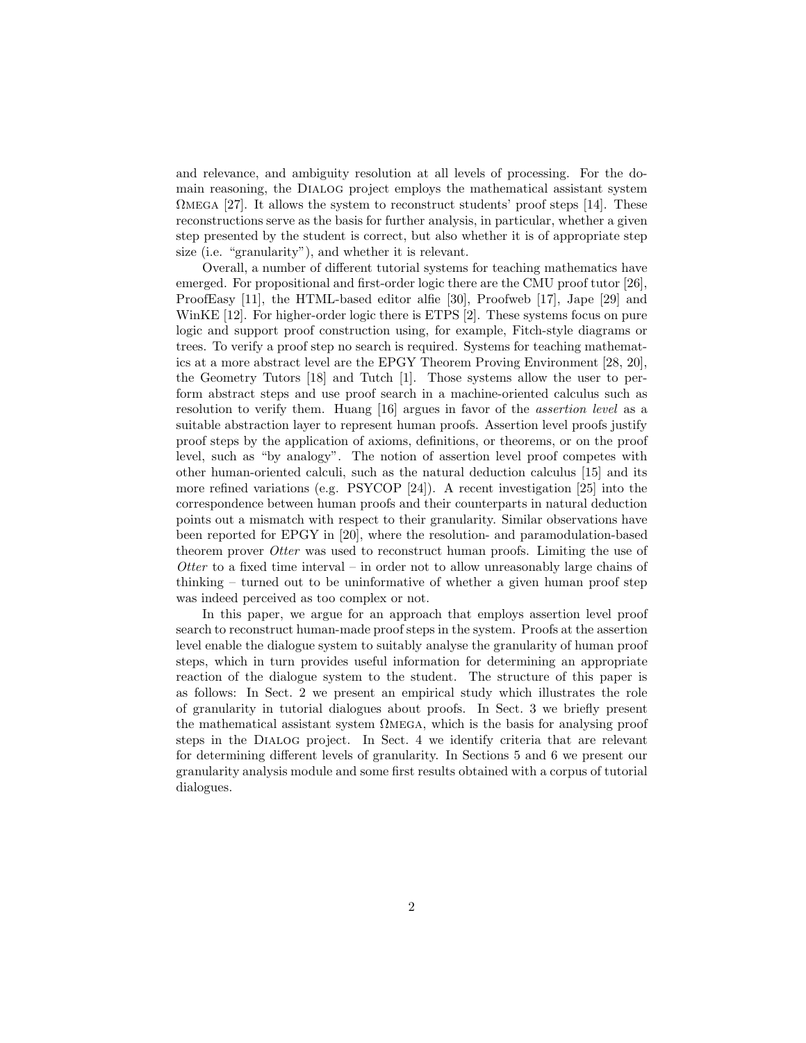and relevance, and ambiguity resolution at all levels of processing. For the domain reasoning, the DIALOG project employs the mathematical assistant system ΩMEGA [27]. It allows the system to reconstruct students' proof steps [14]. These reconstructions serve as the basis for further analysis, in particular, whether a given step presented by the student is correct, but also whether it is of appropriate step size (i.e. "granularity"), and whether it is relevant.

Overall, a number of different tutorial systems for teaching mathematics have emerged. For propositional and first-order logic there are the CMU proof tutor [26], ProofEasy [11], the HTML-based editor alfie [30], Proofweb [17], Jape [29] and WinKE [12]. For higher-order logic there is ETPS [2]. These systems focus on pure logic and support proof construction using, for example, Fitch-style diagrams or trees. To verify a proof step no search is required. Systems for teaching mathematics at a more abstract level are the EPGY Theorem Proving Environment [28, 20], the Geometry Tutors [18] and Tutch [1]. Those systems allow the user to perform abstract steps and use proof search in a machine-oriented calculus such as resolution to verify them. Huang [16] argues in favor of the *assertion level* as a suitable abstraction layer to represent human proofs. Assertion level proofs justify proof steps by the application of axioms, definitions, or theorems, or on the proof level, such as "by analogy". The notion of assertion level proof competes with other human-oriented calculi, such as the natural deduction calculus [15] and its more refined variations (e.g. PSYCOP [24]). A recent investigation [25] into the correspondence between human proofs and their counterparts in natural deduction points out a mismatch with respect to their granularity. Similar observations have been reported for EPGY in [20], where the resolution- and paramodulation-based theorem prover *Otter* was used to reconstruct human proofs. Limiting the use of *Otter* to a fixed time interval – in order not to allow unreasonably large chains of thinking – turned out to be uninformative of whether a given human proof step was indeed perceived as too complex or not.

In this paper, we argue for an approach that employs assertion level proof search to reconstruct human-made proof steps in the system. Proofs at the assertion level enable the dialogue system to suitably analyse the granularity of human proof steps, which in turn provides useful information for determining an appropriate reaction of the dialogue system to the student. The structure of this paper is as follows: In Sect. 2 we present an empirical study which illustrates the role of granularity in tutorial dialogues about proofs. In Sect. 3 we briefly present the mathematical assistant system ΩMEGA, which is the basis for analysing proof steps in the DIALOG project. In Sect. 4 we identify criteria that are relevant for determining different levels of granularity. In Sections 5 and 6 we present our granularity analysis module and some first results obtained with a corpus of tutorial dialogues.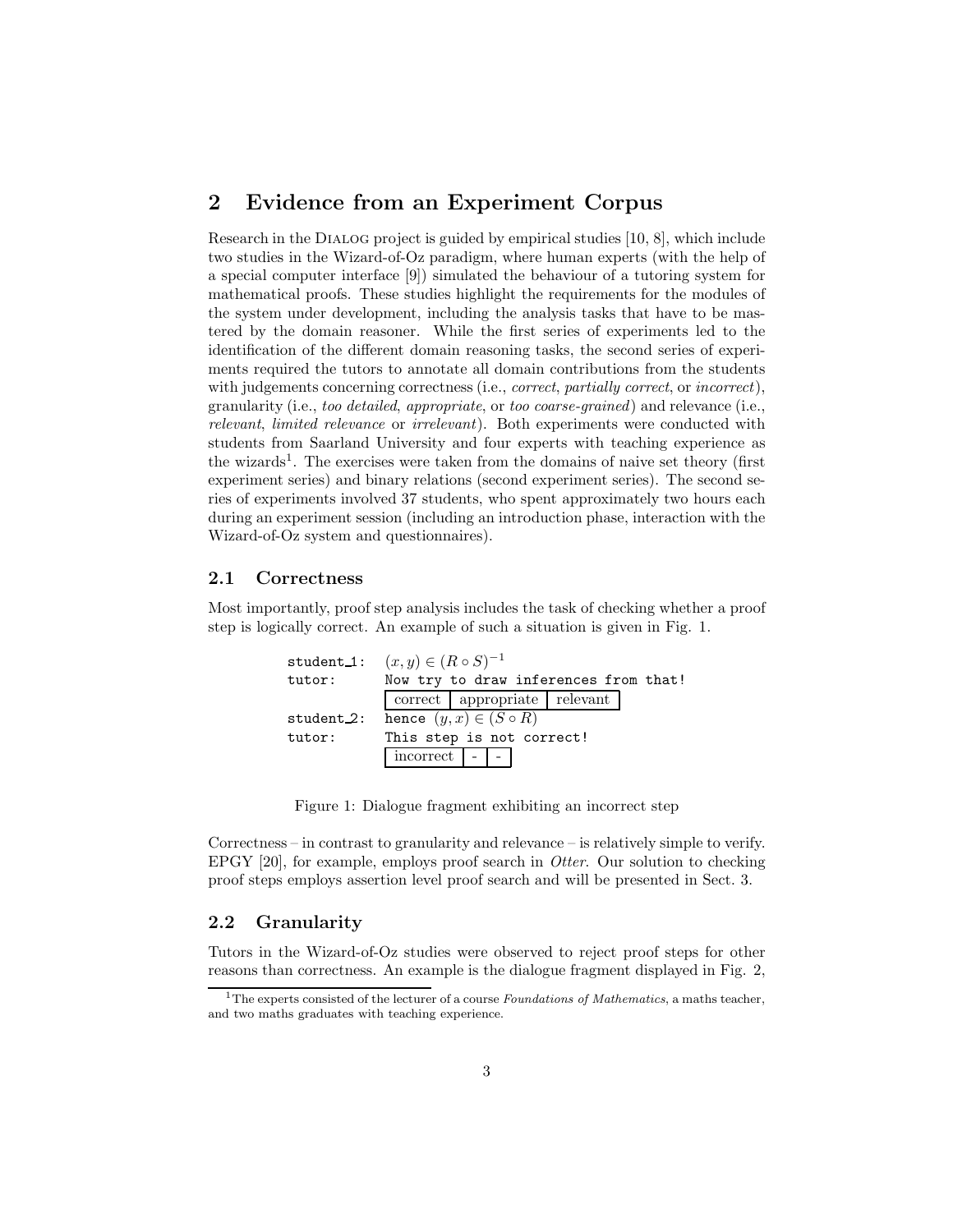## 2 Evidence from an Experiment Corpus

Research in the DIALOG project is guided by empirical studies [10, 8], which include two studies in the Wizard-of-Oz paradigm, where human experts (with the help of a special computer interface [9]) simulated the behaviour of a tutoring system for mathematical proofs. These studies highlight the requirements for the modules of the system under development, including the analysis tasks that have to be mastered by the domain reasoner. While the first series of experiments led to the identification of the different domain reasoning tasks, the second series of experiments required the tutors to annotate all domain contributions from the students with judgements concerning correctness (i.e., *correct*, *partially correct*, or *incorrect*), granularity (i.e., *too detailed*, *appropriate*, or *too coarse-grained*) and relevance (i.e., *relevant*, *limited relevance* or *irrelevant*). Both experiments were conducted with students from Saarland University and four experts with teaching experience as the wizards[1]. The exercises were taken from the domains of naive set theory (first experiment series) and binary relations (second experiment series). The second series of experiments involved 37 students, who spent approximately two hours each during an experiment session (including an introduction phase, interaction with the Wizard-of-Oz system and questionnaires).

### 2.1 Correctness

Most importantly, proof step analysis includes the task of checking whether a proof step is logically correct. An example of such a situation is given in Fig. 1.

| | |
|---|---|
| student_1: | $(x, y) \in (R \circ S)^{-1}$ |
| tutor: | Now try to draw inferences from that! |
| | correct \| appropriate \| relevant |
| student_2: | hence $(y, x) \in (S \circ R)$ |
| tutor: | This step is not correct! |
| | incorrect \| - \| - |

Figure 1: Dialogue fragment exhibiting an incorrect step

Correctness – in contrast to granularity and relevance – is relatively simple to verify. EPGY [20], for example, employs proof search in *Otter*. Our solution to checking proof steps employs assertion level proof search and will be presented in Sect. 3.

### 2.2 Granularity

Tutors in the Wizard-of-Oz studies were observed to reject proof steps for other reasons than correctness. An example is the dialogue fragment displayed in Fig. 2,

[1] The experts consisted of the lecturer of a course *Foundations of Mathematics*, a maths teacher, and two maths graduates with teaching experience.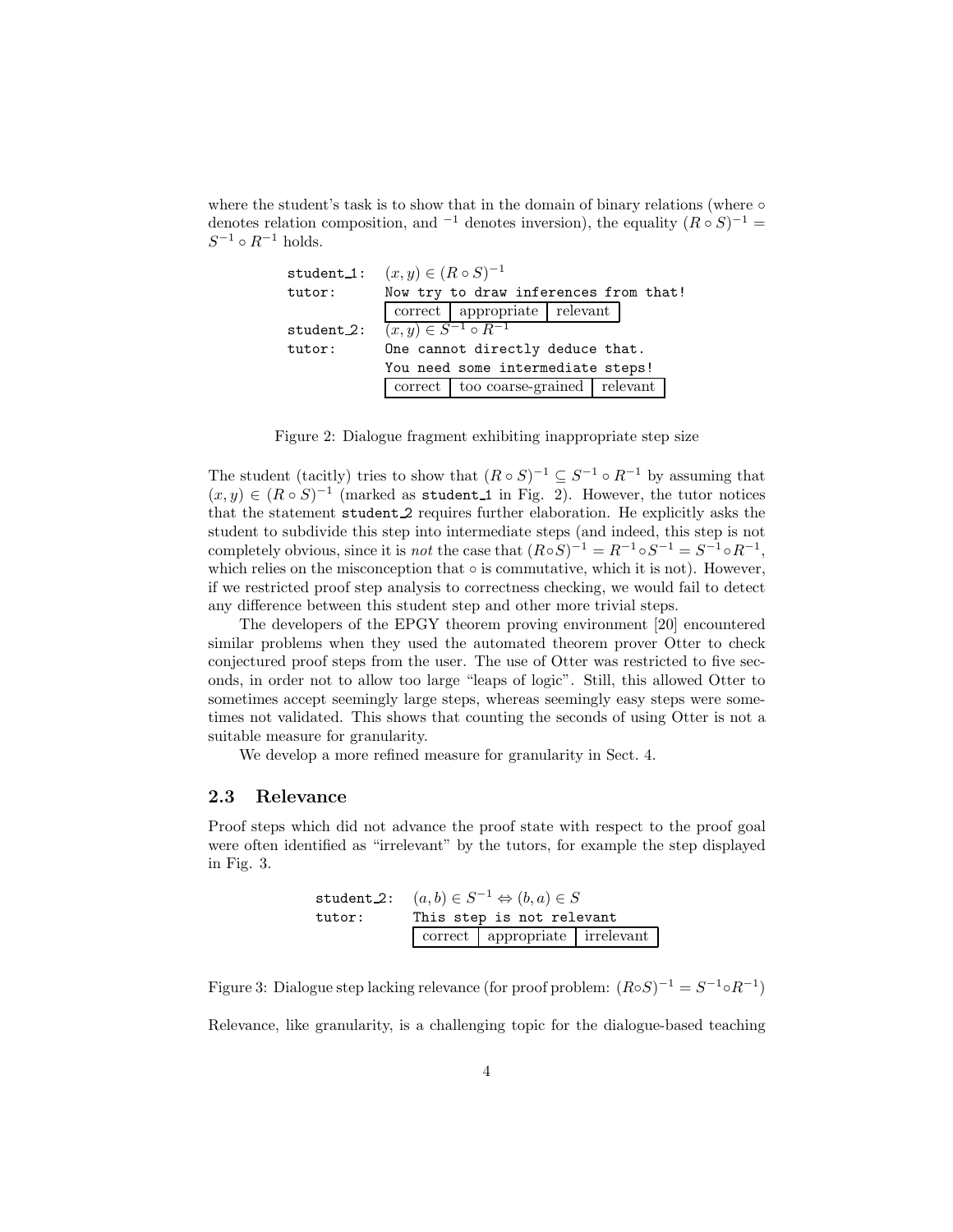where the student's task is to show that in the domain of binary relations (where $\circ$ denotes relation composition, and $^{-1}$ denotes inversion), the equality $(R \circ S)^{-1} = S^{-1} \circ R^{-1}$ holds.

| | |
|---|---|
| `student_1:` | $(x, y) \in (R \circ S)^{-1}$ |
| `tutor:` | `Now try to draw inferences from that!` |
| | correct \| appropriate \| relevant |
| `student_2:` | $(x, y) \in S^{-1} \circ R^{-1}$ |
| `tutor:` | `One cannot directly deduce that.` `You need some intermediate steps!` |
| | correct \| too coarse-grained \| relevant |

Figure 2: Dialogue fragment exhibiting inappropriate step size

The student (tacitly) tries to show that $(R \circ S)^{-1} \subseteq S^{-1} \circ R^{-1}$ by assuming that $(x, y) \in (R \circ S)^{-1}$ (marked as `student_1` in Fig. 2). However, the tutor notices that the statement `student_2` requires further elaboration. He explicitly asks the student to subdivide this step into intermediate steps (and indeed, this step is not completely obvious, since it is *not* the case that $(R \circ S)^{-1} = R^{-1} \circ S^{-1} = S^{-1} \circ R^{-1}$, which relies on the misconception that $\circ$ is commutative, which it is not). However, if we restricted proof step analysis to correctness checking, we would fail to detect any difference between this student step and other more trivial steps.

The developers of the EPGY theorem proving environment [20] encountered similar problems when they used the automated theorem prover Otter to check conjectured proof steps from the user. The use of Otter was restricted to five seconds, in order not to allow too large "leaps of logic". Still, this allowed Otter to sometimes accept seemingly large steps, whereas seemingly easy steps were sometimes not validated. This shows that counting the seconds of using Otter is not a suitable measure for granularity.

We develop a more refined measure for granularity in Sect. 4.

### 2.3 Relevance

Proof steps which did not advance the proof state with respect to the proof goal were often identified as "irrelevant" by the tutors, for example the step displayed in Fig. 3.

| | |
|---|---|
| `student_2:` | $(a, b) \in S^{-1} \Leftrightarrow (b, a) \in S$ |
| `tutor:` | `This step is not relevant` |
| | correct \| appropriate \| irrelevant |

Figure 3: Dialogue step lacking relevance (for proof problem: $(R \circ S)^{-1} = S^{-1} \circ R^{-1}$)

Relevance, like granularity, is a challenging topic for the dialogue-based teaching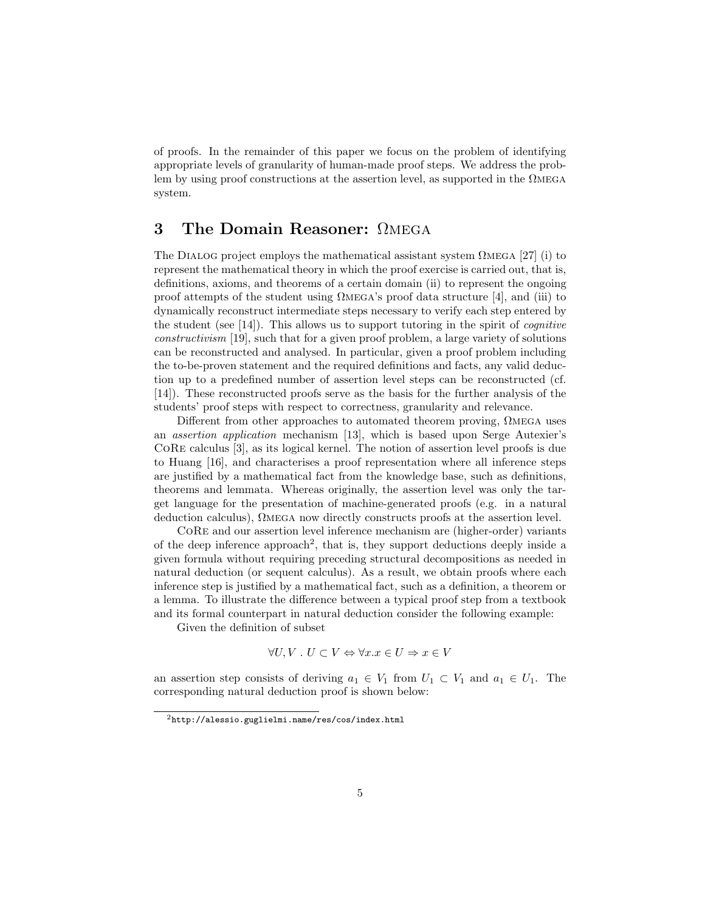of proofs. In the remainder of this paper we focus on the problem of identifying appropriate levels of granularity of human-made proof steps. We address the problem by using proof constructions at the assertion level, as supported in the ΩMEGA system.

## 3 The Domain Reasoner: ΩMEGA

The DIALOG project employs the mathematical assistant system ΩMEGA [27] (i) to represent the mathematical theory in which the proof exercise is carried out, that is, definitions, axioms, and theorems of a certain domain (ii) to represent the ongoing proof attempts of the student using ΩMEGA's proof data structure [4], and (iii) to dynamically reconstruct intermediate steps necessary to verify each step entered by the student (see [14]). This allows us to support tutoring in the spirit of *cognitive constructivism* [19], such that for a given proof problem, a large variety of solutions can be reconstructed and analysed. In particular, given a proof problem including the to-be-proven statement and the required definitions and facts, any valid deduction up to a predefined number of assertion level steps can be reconstructed (cf. [14]). These reconstructed proofs serve as the basis for the further analysis of the students' proof steps with respect to correctness, granularity and relevance.

Different from other approaches to automated theorem proving, ΩMEGA uses an *assertion application* mechanism [13], which is based upon Serge Autexier's CORE calculus [3], as its logical kernel. The notion of assertion level proofs is due to Huang [16], and characterises a proof representation where all inference steps are justified by a mathematical fact from the knowledge base, such as definitions, theorems and lemmata. Whereas originally, the assertion level was only the target language for the presentation of machine-generated proofs (e.g. in a natural deduction calculus), ΩMEGA now directly constructs proofs at the assertion level.

CORE and our assertion level inference mechanism are (higher-order) variants of the deep inference approach[2], that is, they support deductions deeply inside a given formula without requiring preceding structural decompositions as needed in natural deduction (or sequent calculus). As a result, we obtain proofs where each inference step is justified by a mathematical fact, such as a definition, a theorem or a lemma. To illustrate the difference between a typical proof step from a textbook and its formal counterpart in natural deduction consider the following example:

Given the definition of subset

$$\forall U, V \,.\, U \subset V \Leftrightarrow \forall x. x \in U \Rightarrow x \in V$$

an assertion step consists of deriving $a_1 \in V_1$ from $U_1 \subset V_1$ and $a_1 \in U_1$. The corresponding natural deduction proof is shown below:

[2] http://alessio.guglielmi.name/res/cos/index.html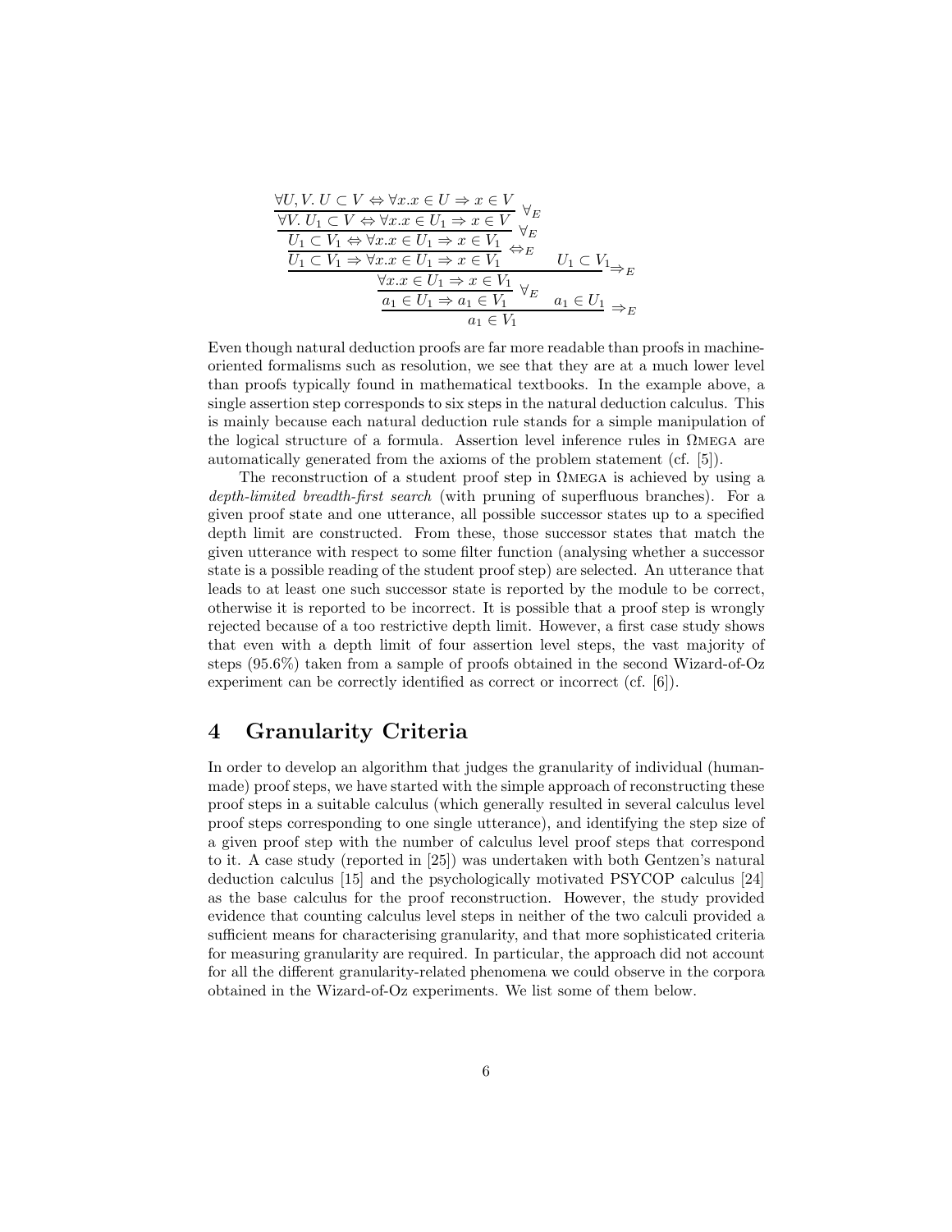$$
\dfrac{\dfrac{\dfrac{\dfrac{\dfrac{\forall U,V.\, U \subset V \Leftrightarrow \forall x. x \in U \Rightarrow x \in V}{\forall V.\, U_1 \subset V \Leftrightarrow \forall x. x \in U_1 \Rightarrow x \in V}\ \forall_E}{U_1 \subset V_1 \Leftrightarrow \forall x. x \in U_1 \Rightarrow x \in V_1}\ \forall_E}{U_1 \subset V_1 \Rightarrow \forall x. x \in U_1 \Rightarrow x \in V_1}\ \Leftrightarrow_E \quad U_1 \subset V_1}{\dfrac{\forall x. x \in U_1 \Rightarrow x \in V_1}{a_1 \in U_1 \Rightarrow a_1 \in V_1}\ \forall_E}\ \Rightarrow_E \quad a_1 \in U_1}{a_1 \in V_1}\ \Rightarrow_E
$$

Even though natural deduction proofs are far more readable than proofs in machine-oriented formalisms such as resolution, we see that they are at a much lower level than proofs typically found in mathematical textbooks. In the example above, a single assertion step corresponds to six steps in the natural deduction calculus. This is mainly because each natural deduction rule stands for a simple manipulation of the logical structure of a formula. Assertion level inference rules in ΩMEGA are automatically generated from the axioms of the problem statement (cf. [5]).

The reconstruction of a student proof step in ΩMEGA is achieved by using a *depth-limited breadth-first search* (with pruning of superfluous branches). For a given proof state and one utterance, all possible successor states up to a specified depth limit are constructed. From these, those successor states that match the given utterance with respect to some filter function (analysing whether a successor state is a possible reading of the student proof step) are selected. An utterance that leads to at least one such successor state is reported by the module to be correct, otherwise it is reported to be incorrect. It is possible that a proof step is wrongly rejected because of a too restrictive depth limit. However, a first case study shows that even with a depth limit of four assertion level steps, the vast majority of steps (95.6%) taken from a sample of proofs obtained in the second Wizard-of-Oz experiment can be correctly identified as correct or incorrect (cf. [6]).

## 4 Granularity Criteria

In order to develop an algorithm that judges the granularity of individual (human-made) proof steps, we have started with the simple approach of reconstructing these proof steps in a suitable calculus (which generally resulted in several calculus level proof steps corresponding to one single utterance), and identifying the step size of a given proof step with the number of calculus level proof steps that correspond to it. A case study (reported in [25]) was undertaken with both Gentzen's natural deduction calculus [15] and the psychologically motivated PSYCOP calculus [24] as the base calculus for the proof reconstruction. However, the study provided evidence that counting calculus level steps in neither of the two calculi provided a sufficient means for characterising granularity, and that more sophisticated criteria for measuring granularity are required. In particular, the approach did not account for all the different granularity-related phenomena we could observe in the corpora obtained in the Wizard-of-Oz experiments. We list some of them below.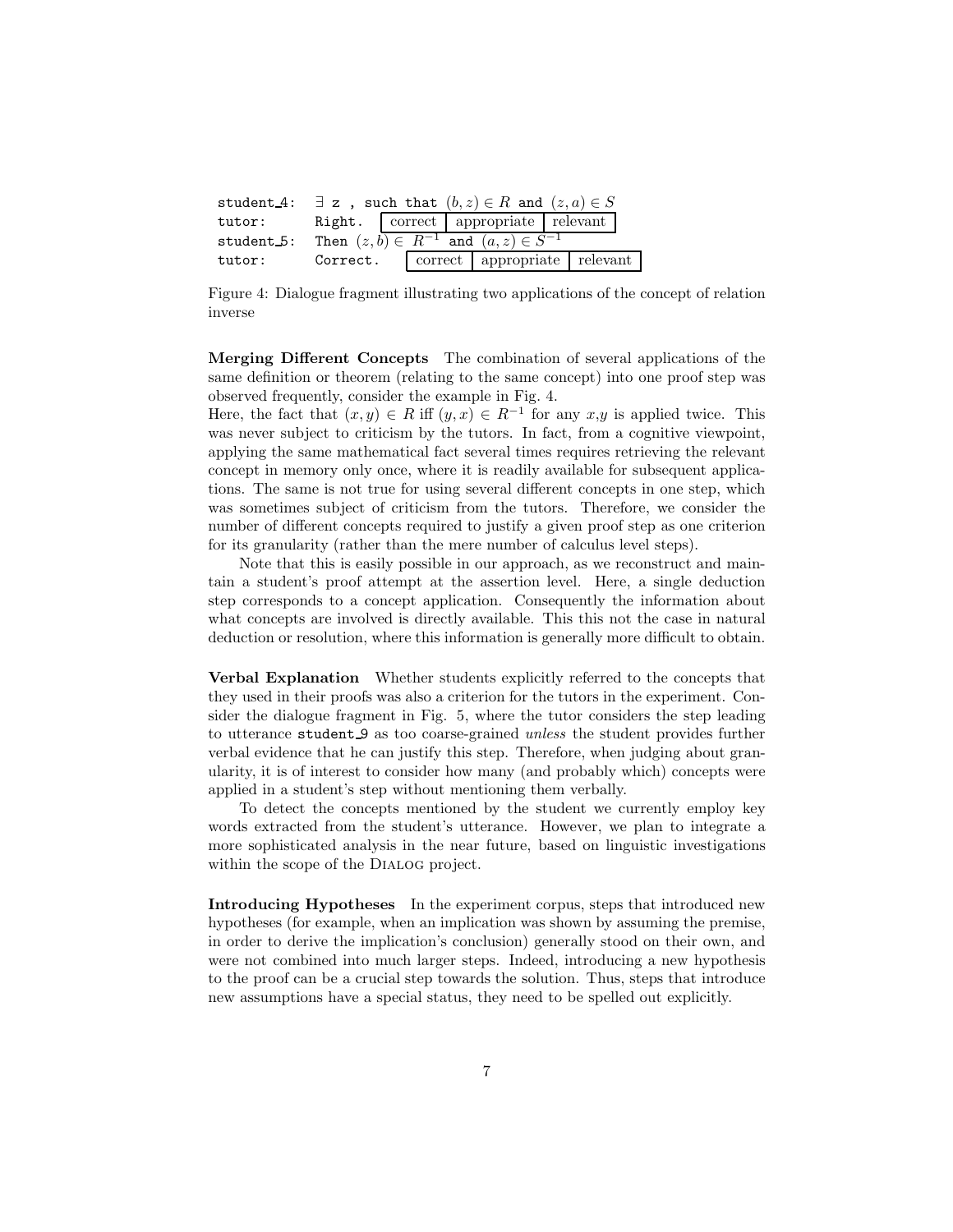| | |
|---|---|
| student_4: | ∃ z , such that $(b,z) \in R$ and $(z,a) \in S$ |
| tutor: | Right. [correct \| appropriate \| relevant] |
| student_5: | Then $(z,b) \in R^{-1}$ and $(a,z) \in S^{-1}$ |
| tutor: | Correct. [correct \| appropriate \| relevant] |

Figure 4: Dialogue fragment illustrating two applications of the concept of relation inverse

**Merging Different Concepts** The combination of several applications of the same definition or theorem (relating to the same concept) into one proof step was observed frequently, consider the example in Fig. 4.

Here, the fact that $(x,y) \in R$ iff $(y,x) \in R^{-1}$ for any $x$,$y$ is applied twice. This was never subject to criticism by the tutors. In fact, from a cognitive viewpoint, applying the same mathematical fact several times requires retrieving the relevant concept in memory only once, where it is readily available for subsequent applications. The same is not true for using several different concepts in one step, which was sometimes subject of criticism from the tutors. Therefore, we consider the number of different concepts required to justify a given proof step as one criterion for its granularity (rather than the mere number of calculus level steps).

Note that this is easily possible in our approach, as we reconstruct and maintain a student's proof attempt at the assertion level. Here, a single deduction step corresponds to a concept application. Consequently the information about what concepts are involved is directly available. This this not the case in natural deduction or resolution, where this information is generally more difficult to obtain.

**Verbal Explanation** Whether students explicitly referred to the concepts that they used in their proofs was also a criterion for the tutors in the experiment. Consider the dialogue fragment in Fig. 5, where the tutor considers the step leading to utterance student_9 as too coarse-grained *unless* the student provides further verbal evidence that he can justify this step. Therefore, when judging about granularity, it is of interest to consider how many (and probably which) concepts were applied in a student's step without mentioning them verbally.

To detect the concepts mentioned by the student we currently employ key words extracted from the student's utterance. However, we plan to integrate a more sophisticated analysis in the near future, based on linguistic investigations within the scope of the Dialog project.

**Introducing Hypotheses** In the experiment corpus, steps that introduced new hypotheses (for example, when an implication was shown by assuming the premise, in order to derive the implication's conclusion) generally stood on their own, and were not combined into much larger steps. Indeed, introducing a new hypothesis to the proof can be a crucial step towards the solution. Thus, steps that introduce new assumptions have a special status, they need to be spelled out explicitly.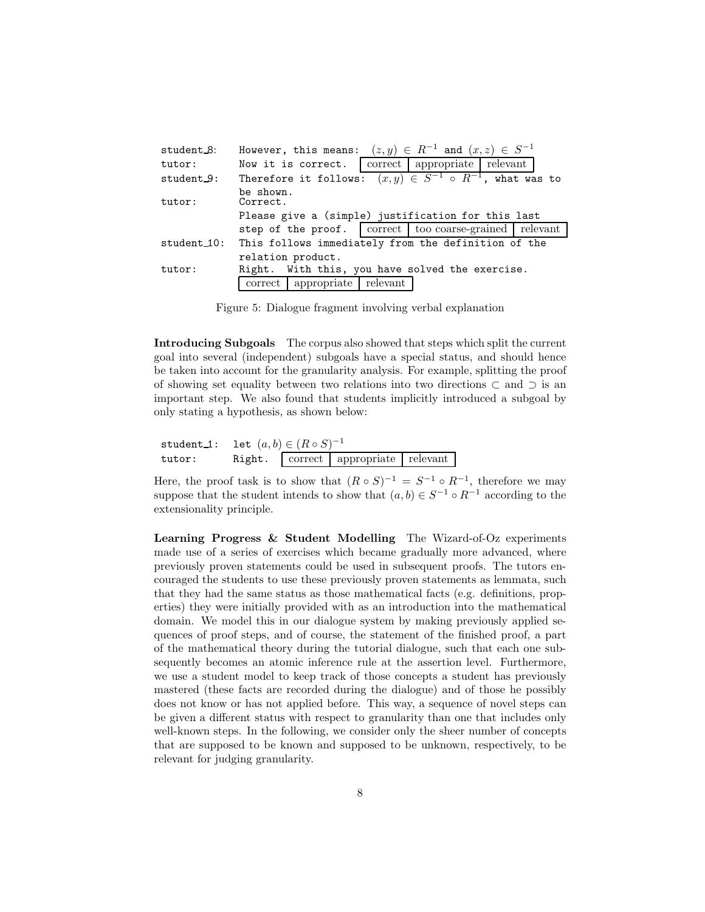| | |
|---|---|
| student_8: | However, this means: $(z, y) \in R^{-1}$ and $(x, z) \in S^{-1}$ |
| tutor: | Now it is correct. [ correct \| appropriate \| relevant ] |
| student_9: | Therefore it follows: $(x, y) \in S^{-1} \circ R^{-1}$, what was to be shown. |
| tutor: | Correct. Please give a (simple) justification for this last step of the proof. [ correct \| too coarse-grained \| relevant ] |
| student_10: | This follows immediately from the definition of the relation product. |
| tutor: | Right. With this, you have solved the exercise. [ correct \| appropriate \| relevant ] |

Figure 5: Dialogue fragment involving verbal explanation

**Introducing Subgoals** The corpus also showed that steps which split the current goal into several (independent) subgoals have a special status, and should hence be taken into account for the granularity analysis. For example, splitting the proof of showing set equality between two relations into two directions $\subset$ and $\supset$ is an important step. We also found that students implicitly introduced a subgoal by only stating a hypothesis, as shown below:

| | |
|---|---|
| student_1: | let $(a, b) \in (R \circ S)^{-1}$ |
| tutor: | Right. [ correct \| appropriate \| relevant ] |

Here, the proof task is to show that $(R \circ S)^{-1} = S^{-1} \circ R^{-1}$, therefore we may suppose that the student intends to show that $(a, b) \in S^{-1} \circ R^{-1}$ according to the extensionality principle.

**Learning Progress & Student Modelling** The Wizard-of-Oz experiments made use of a series of exercises which became gradually more advanced, where previously proven statements could be used in subsequent proofs. The tutors encouraged the students to use these previously proven statements as lemmata, such that they had the same status as those mathematical facts (e.g. definitions, properties) they were initially provided with as an introduction into the mathematical domain. We model this in our dialogue system by making previously applied sequences of proof steps, and of course, the statement of the finished proof, a part of the mathematical theory during the tutorial dialogue, such that each one subsequently becomes an atomic inference rule at the assertion level. Furthermore, we use a student model to keep track of those concepts a student has previously mastered (these facts are recorded during the dialogue) and of those he possibly does not know or has not applied before. This way, a sequence of novel steps can be given a different status with respect to granularity than one that includes only well-known steps. In the following, we consider only the sheer number of concepts that are supposed to be known and supposed to be unknown, respectively, to be relevant for judging granularity.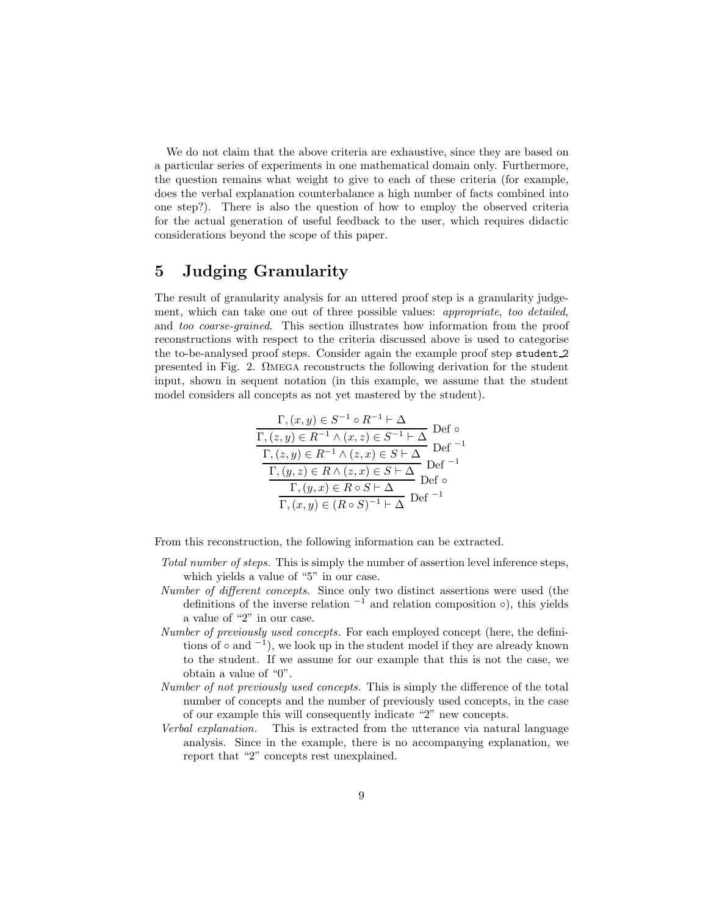We do not claim that the above criteria are exhaustive, since they are based on a particular series of experiments in one mathematical domain only. Furthermore, the question remains what weight to give to each of these criteria (for example, does the verbal explanation counterbalance a high number of facts combined into one step?). There is also the question of how to employ the observed criteria for the actual generation of useful feedback to the user, which requires didactic considerations beyond the scope of this paper.

## 5 Judging Granularity

The result of granularity analysis for an uttered proof step is a granularity judgement, which can take one out of three possible values: *appropriate*, *too detailed*, and *too coarse-grained*. This section illustrates how information from the proof reconstructions with respect to the criteria discussed above is used to categorise the to-be-analysed proof steps. Consider again the example proof step `student_2` presented in Fig. 2. ΩMEGA reconstructs the following derivation for the student input, shown in sequent notation (in this example, we assume that the student model considers all concepts as not yet mastered by the student).

$$
\cfrac{\cfrac{\cfrac{\cfrac{\cfrac{\Gamma, (x,y) \in S^{-1} \circ R^{-1} \vdash \Delta}{\Gamma, (z,y) \in R^{-1} \wedge (x,z) \in S^{-1} \vdash \Delta}\ \text{Def} \circ}{\Gamma, (z,y) \in R^{-1} \wedge (z,x) \in S \vdash \Delta}\ \text{Def}^{-1}}{\Gamma, (y,z) \in R \wedge (z,x) \in S \vdash \Delta}\ \text{Def}^{-1}}{\Gamma, (y,x) \in R \circ S \vdash \Delta}\ \text{Def} \circ}{\Gamma, (x,y) \in (R \circ S)^{-1} \vdash \Delta}\ \text{Def}^{-1}
$$

From this reconstruction, the following information can be extracted.

*Total number of steps.* This is simply the number of assertion level inference steps, which yields a value of "5" in our case.

*Number of different concepts.* Since only two distinct assertions were used (the definitions of the inverse relation $^{-1}$ and relation composition $\circ$), this yields a value of "2" in our case.

*Number of previously used concepts.* For each employed concept (here, the definitions of $\circ$ and $^{-1}$), we look up in the student model if they are already known to the student. If we assume for our example that this is not the case, we obtain a value of "0".

*Number of not previously used concepts.* This is simply the difference of the total number of concepts and the number of previously used concepts, in the case of our example this will consequently indicate "2" new concepts.

*Verbal explanation.* This is extracted from the utterance via natural language analysis. Since in the example, there is no accompanying explanation, we report that "2" concepts rest unexplained.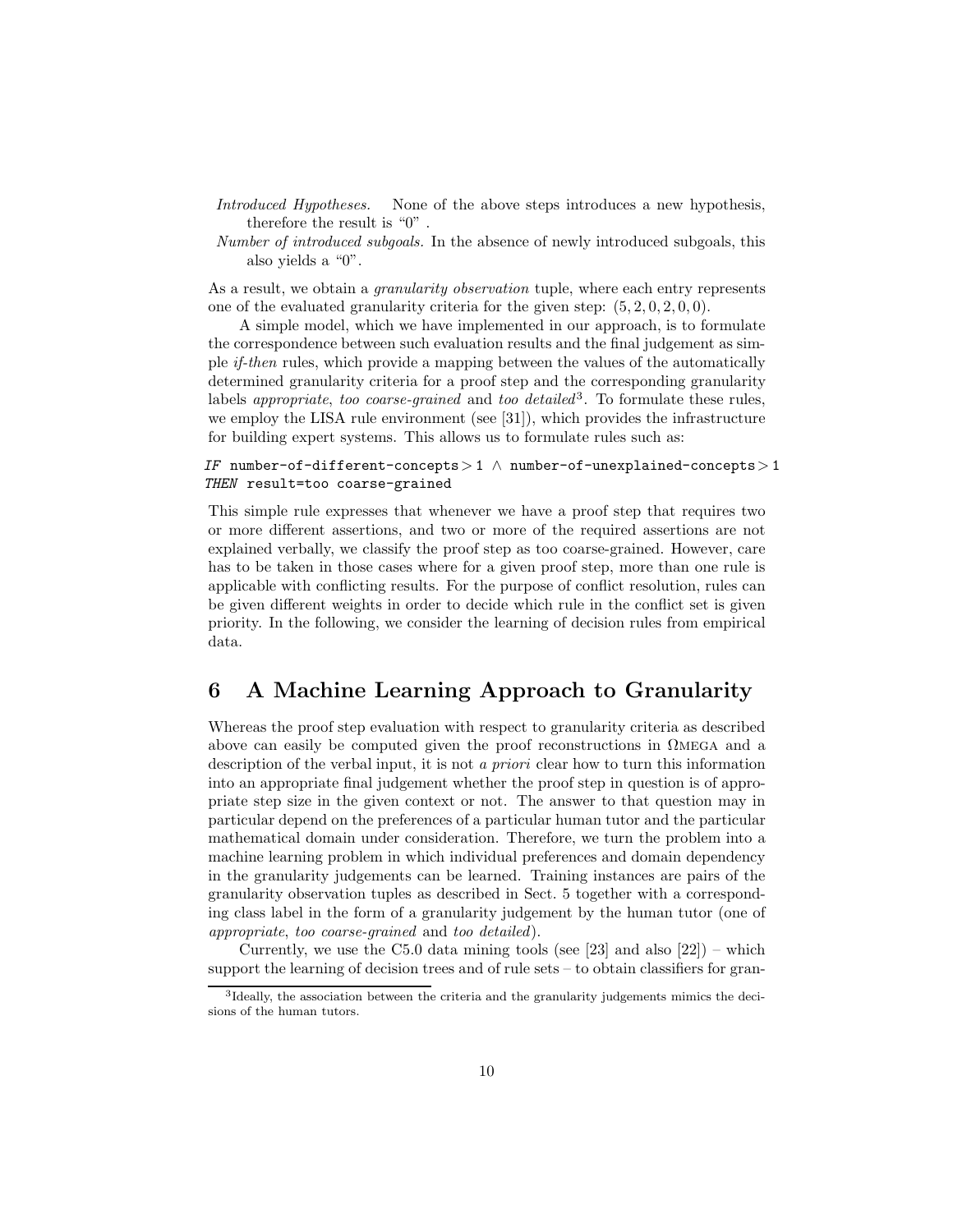*Introduced Hypotheses.* None of the above steps introduces a new hypothesis, therefore the result is "0" .

*Number of introduced subgoals.* In the absence of newly introduced subgoals, this also yields a "0".

As a result, we obtain a *granularity observation* tuple, where each entry represents one of the evaluated granularity criteria for the given step: $(5, 2, 0, 2, 0, 0)$.

A simple model, which we have implemented in our approach, is to formulate the correspondence between such evaluation results and the final judgement as simple *if-then* rules, which provide a mapping between the values of the automatically determined granularity criteria for a proof step and the corresponding granularity labels *appropriate*, *too coarse-grained* and *too detailed*[3]. To formulate these rules, we employ the LISA rule environment (see [31]), which provides the infrastructure for building expert systems. This allows us to formulate rules such as:

*IF* `number-of-different-concepts` $> 1 \wedge$ `number-of-unexplained-concepts` $> 1$
*THEN* `result=too coarse-grained`

This simple rule expresses that whenever we have a proof step that requires two or more different assertions, and two or more of the required assertions are not explained verbally, we classify the proof step as too coarse-grained. However, care has to be taken in those cases where for a given proof step, more than one rule is applicable with conflicting results. For the purpose of conflict resolution, rules can be given different weights in order to decide which rule in the conflict set is given priority. In the following, we consider the learning of decision rules from empirical data.

# 6 A Machine Learning Approach to Granularity

Whereas the proof step evaluation with respect to granularity criteria as described above can easily be computed given the proof reconstructions in ΩMEGA and a description of the verbal input, it is not *a priori* clear how to turn this information into an appropriate final judgement whether the proof step in question is of appropriate step size in the given context or not. The answer to that question may in particular depend on the preferences of a particular human tutor and the particular mathematical domain under consideration. Therefore, we turn the problem into a machine learning problem in which individual preferences and domain dependency in the granularity judgements can be learned. Training instances are pairs of the granularity observation tuples as described in Sect. 5 together with a corresponding class label in the form of a granularity judgement by the human tutor (one of *appropriate*, *too coarse-grained* and *too detailed*).

Currently, we use the C5.0 data mining tools (see [23] and also [22]) – which support the learning of decision trees and of rule sets – to obtain classifiers for gran-

[3] Ideally, the association between the criteria and the granularity judgements mimics the decisions of the human tutors.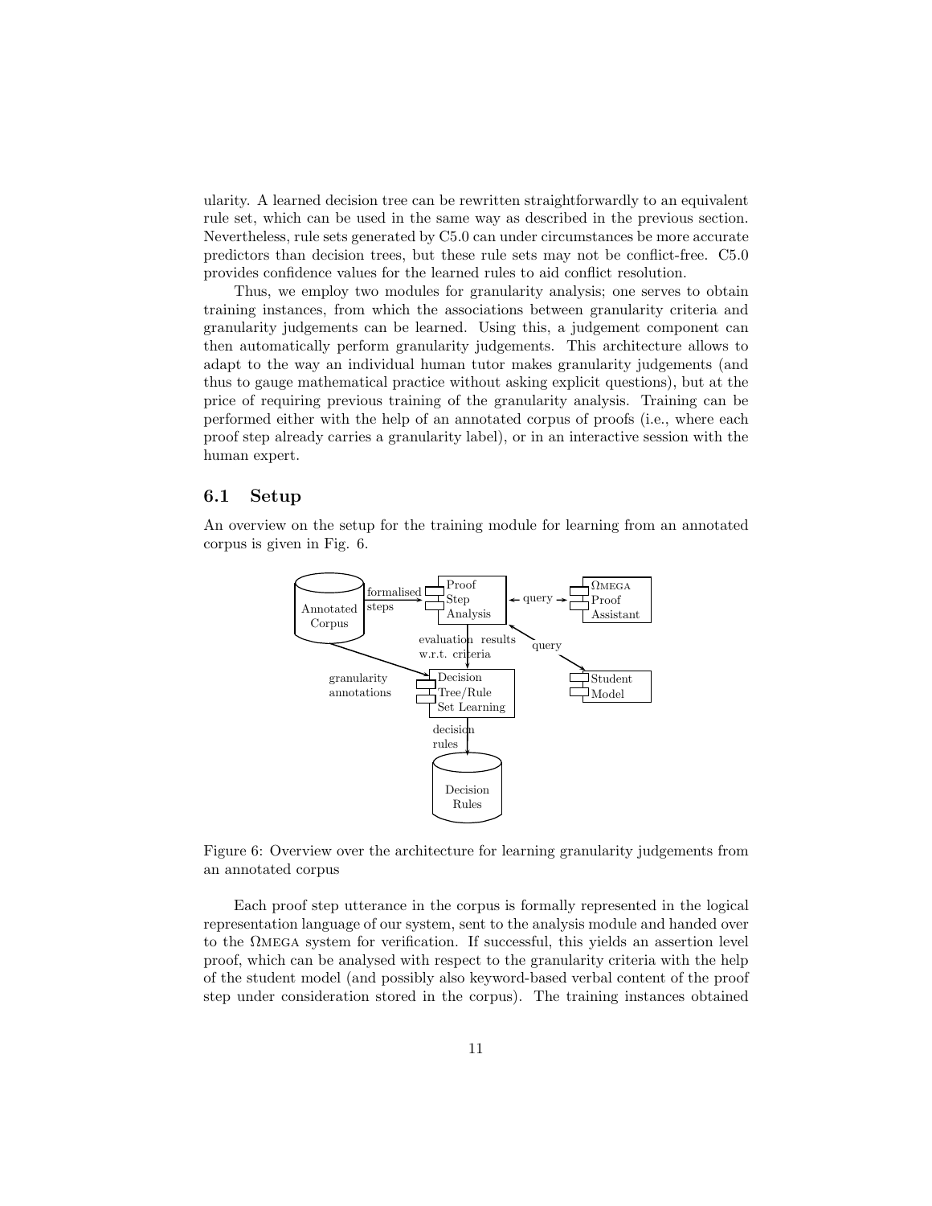ularity. A learned decision tree can be rewritten straightforwardly to an equivalent rule set, which can be used in the same way as described in the previous section. Nevertheless, rule sets generated by C5.0 can under circumstances be more accurate predictors than decision trees, but these rule sets may not be conflict-free. C5.0 provides confidence values for the learned rules to aid conflict resolution.

Thus, we employ two modules for granularity analysis; one serves to obtain training instances, from which the associations between granularity criteria and granularity judgements can be learned. Using this, a judgement component can then automatically perform granularity judgements. This architecture allows to adapt to the way an individual human tutor makes granularity judgements (and thus to gauge mathematical practice without asking explicit questions), but at the price of requiring previous training of the granularity analysis. Training can be performed either with the help of an annotated corpus of proofs (i.e., where each proof step already carries a granularity label), or in an interactive session with the human expert.

## 6.1 Setup

An overview on the setup for the training module for learning from an annotated corpus is given in Fig. 6.

Figure 6: Overview over the architecture for learning granularity judgements from an annotated corpus

Each proof step utterance in the corpus is formally represented in the logical representation language of our system, sent to the analysis module and handed over to the ΩMEGA system for verification. If successful, this yields an assertion level proof, which can be analysed with respect to the granularity criteria with the help of the student model (and possibly also keyword-based verbal content of the proof step under consideration stored in the corpus). The training instances obtained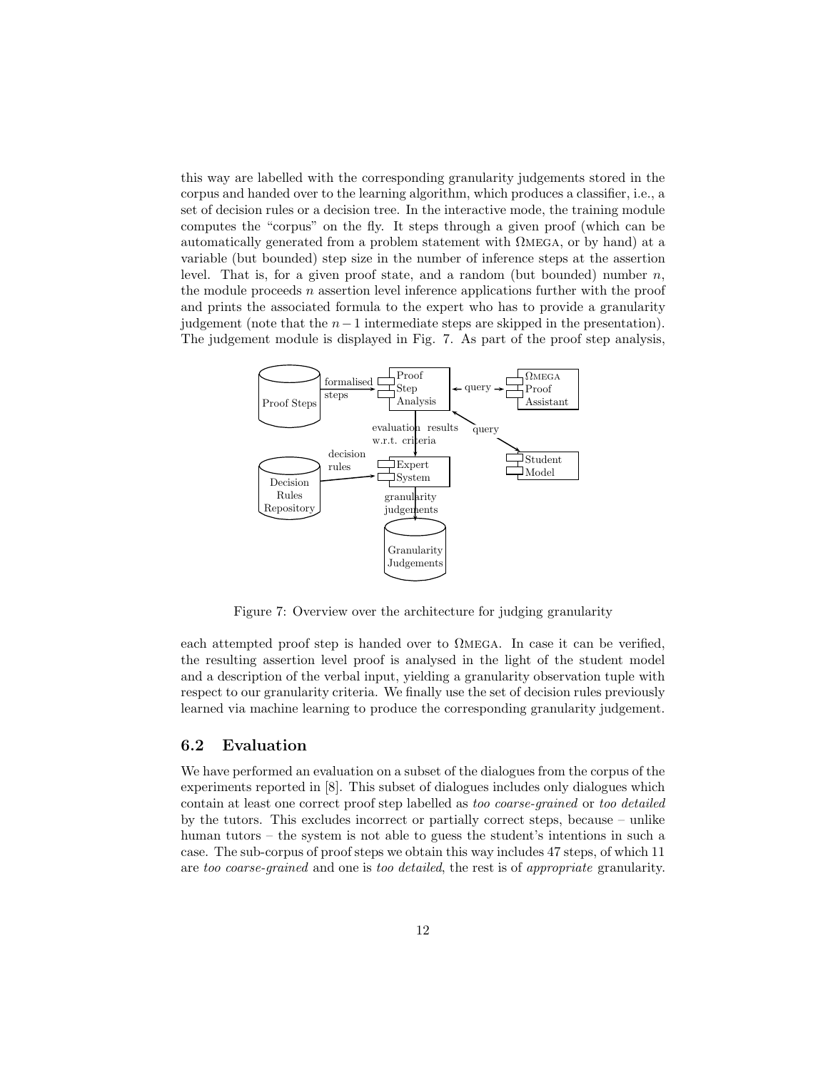this way are labelled with the corresponding granularity judgements stored in the corpus and handed over to the learning algorithm, which produces a classifier, i.e., a set of decision rules or a decision tree. In the interactive mode, the training module computes the "corpus" on the fly. It steps through a given proof (which can be automatically generated from a problem statement with ΩMEGA, or by hand) at a variable (but bounded) step size in the number of inference steps at the assertion level. That is, for a given proof state, and a random (but bounded) number $n$, the module proceeds $n$ assertion level inference applications further with the proof and prints the associated formula to the expert who has to provide a granularity judgement (note that the $n-1$ intermediate steps are skipped in the presentation). The judgement module is displayed in Fig. 7. As part of the proof step analysis,

Figure 7: Overview over the architecture for judging granularity

each attempted proof step is handed over to ΩMEGA. In case it can be verified, the resulting assertion level proof is analysed in the light of the student model and a description of the verbal input, yielding a granularity observation tuple with respect to our granularity criteria. We finally use the set of decision rules previously learned via machine learning to produce the corresponding granularity judgement.

## 6.2 Evaluation

We have performed an evaluation on a subset of the dialogues from the corpus of the experiments reported in [8]. This subset of dialogues includes only dialogues which contain at least one correct proof step labelled as *too coarse-grained* or *too detailed* by the tutors. This excludes incorrect or partially correct steps, because – unlike human tutors – the system is not able to guess the student's intentions in such a case. The sub-corpus of proof steps we obtain this way includes 47 steps, of which 11 are *too coarse-grained* and one is *too detailed*, the rest is of *appropriate* granularity.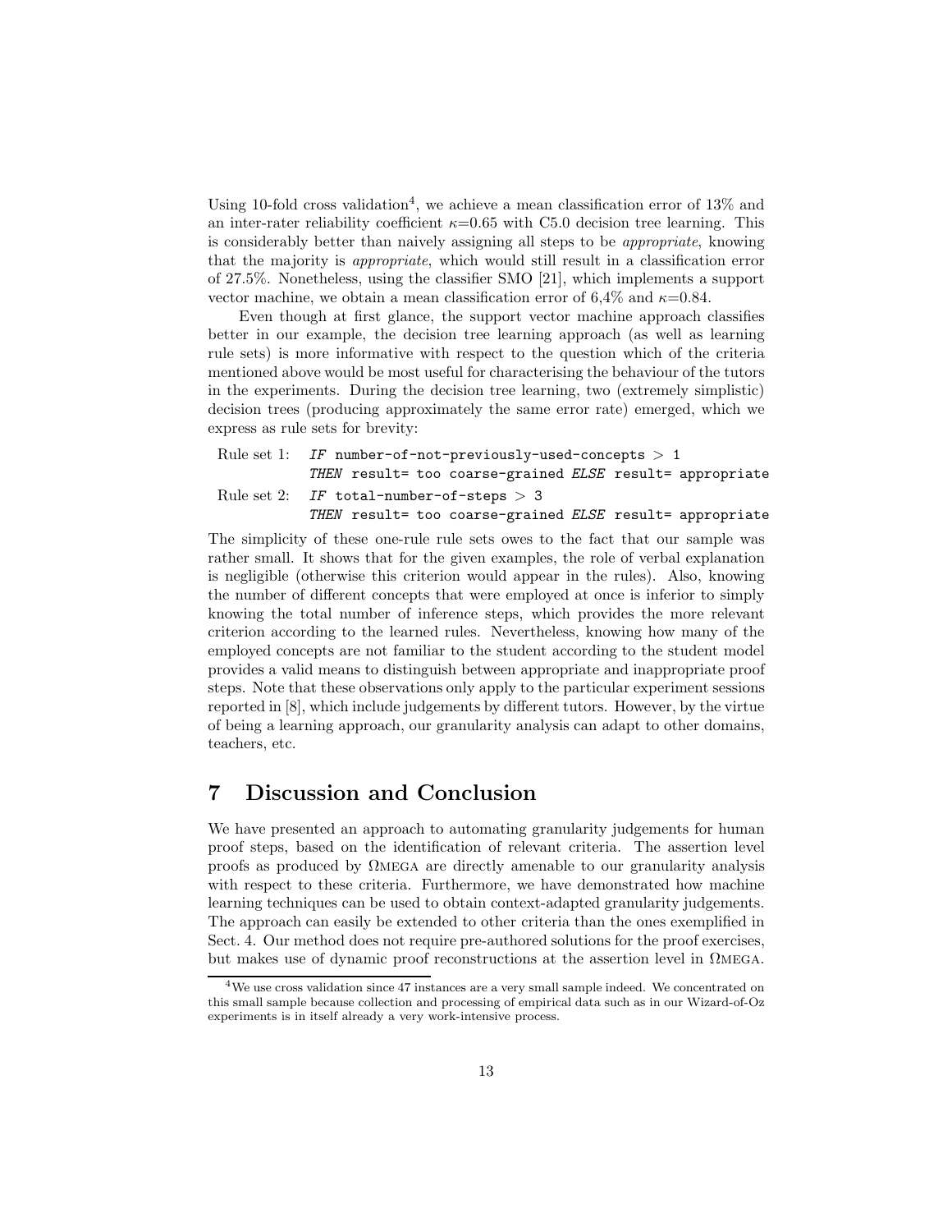Using 10-fold cross validation[4], we achieve a mean classification error of 13% and an inter-rater reliability coefficient $\kappa$=0.65 with C5.0 decision tree learning. This is considerably better than naively assigning all steps to be *appropriate*, knowing that the majority is *appropriate*, which would still result in a classification error of 27.5%. Nonetheless, using the classifier SMO [21], which implements a support vector machine, we obtain a mean classification error of 6,4% and $\kappa$=0.84.

Even though at first glance, the support vector machine approach classifies better in our example, the decision tree learning approach (as well as learning rule sets) is more informative with respect to the question which of the criteria mentioned above would be most useful for characterising the behaviour of the tutors in the experiments. During the decision tree learning, two (extremely simplistic) decision trees (producing approximately the same error rate) emerged, which we express as rule sets for brevity:

Rule set 1: *IF* `number-of-not-previously-used-concepts` > `1`
*THEN* `result= too coarse-grained` *ELSE* `result= appropriate`

Rule set 2: *IF* `total-number-of-steps` > `3`
*THEN* `result= too coarse-grained` *ELSE* `result= appropriate`

The simplicity of these one-rule rule sets owes to the fact that our sample was rather small. It shows that for the given examples, the role of verbal explanation is negligible (otherwise this criterion would appear in the rules). Also, knowing the number of different concepts that were employed at once is inferior to simply knowing the total number of inference steps, which provides the more relevant criterion according to the learned rules. Nevertheless, knowing how many of the employed concepts are not familiar to the student according to the student model provides a valid means to distinguish between appropriate and inappropriate proof steps. Note that these observations only apply to the particular experiment sessions reported in [8], which include judgements by different tutors. However, by the virtue of being a learning approach, our granularity analysis can adapt to other domains, teachers, etc.

# 7 Discussion and Conclusion

We have presented an approach to automating granularity judgements for human proof steps, based on the identification of relevant criteria. The assertion level proofs as produced by ΩMEGA are directly amenable to our granularity analysis with respect to these criteria. Furthermore, we have demonstrated how machine learning techniques can be used to obtain context-adapted granularity judgements. The approach can easily be extended to other criteria than the ones exemplified in Sect. 4. Our method does not require pre-authored solutions for the proof exercises, but makes use of dynamic proof reconstructions at the assertion level in ΩMEGA.

[4] We use cross validation since 47 instances are a very small sample indeed. We concentrated on this small sample because collection and processing of empirical data such as in our Wizard-of-Oz experiments is in itself already a very work-intensive process.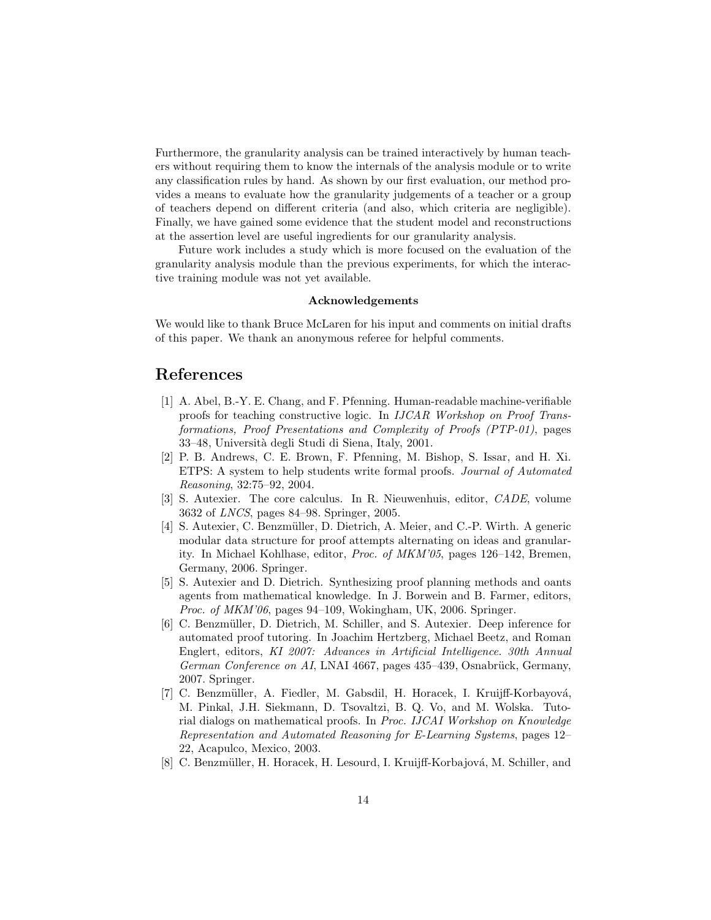Furthermore, the granularity analysis can be trained interactively by human teachers without requiring them to know the internals of the analysis module or to write any classification rules by hand. As shown by our first evaluation, our method provides a means to evaluate how the granularity judgements of a teacher or a group of teachers depend on different criteria (and also, which criteria are negligible). Finally, we have gained some evidence that the student model and reconstructions at the assertion level are useful ingredients for our granularity analysis.

Future work includes a study which is more focused on the evaluation of the granularity analysis module than the previous experiments, for which the interactive training module was not yet available.

**Acknowledgements**

We would like to thank Bruce McLaren for his input and comments on initial drafts of this paper. We thank an anonymous referee for helpful comments.

## References

[1] A. Abel, B.-Y. E. Chang, and F. Pfenning. Human-readable machine-verifiable proofs for teaching constructive logic. In *IJCAR Workshop on Proof Transformations, Proof Presentations and Complexity of Proofs (PTP-01)*, pages 33–48, Università degli Studi di Siena, Italy, 2001.

[2] P. B. Andrews, C. E. Brown, F. Pfenning, M. Bishop, S. Issar, and H. Xi. ETPS: A system to help students write formal proofs. *Journal of Automated Reasoning*, 32:75–92, 2004.

[3] S. Autexier. The core calculus. In R. Nieuwenhuis, editor, *CADE*, volume 3632 of *LNCS*, pages 84–98. Springer, 2005.

[4] S. Autexier, C. Benzmüller, D. Dietrich, A. Meier, and C.-P. Wirth. A generic modular data structure for proof attempts alternating on ideas and granularity. In Michael Kohlhase, editor, *Proc. of MKM'05*, pages 126–142, Bremen, Germany, 2006. Springer.

[5] S. Autexier and D. Dietrich. Synthesizing proof planning methods and oants agents from mathematical knowledge. In J. Borwein and B. Farmer, editors, *Proc. of MKM'06*, pages 94–109, Wokingham, UK, 2006. Springer.

[6] C. Benzmüller, D. Dietrich, M. Schiller, and S. Autexier. Deep inference for automated proof tutoring. In Joachim Hertzberg, Michael Beetz, and Roman Englert, editors, *KI 2007: Advances in Artificial Intelligence. 30th Annual German Conference on AI*, LNAI 4667, pages 435–439, Osnabrück, Germany, 2007. Springer.

[7] C. Benzmüller, A. Fiedler, M. Gabsdil, H. Horacek, I. Kruijff-Korbayová, M. Pinkal, J.H. Siekmann, D. Tsovaltzi, B. Q. Vo, and M. Wolska. Tutorial dialogs on mathematical proofs. In *Proc. IJCAI Workshop on Knowledge Representation and Automated Reasoning for E-Learning Systems*, pages 12–22, Acapulco, Mexico, 2003.

[8] C. Benzmüller, H. Horacek, H. Lesourd, I. Kruijff-Korbajová, M. Schiller, and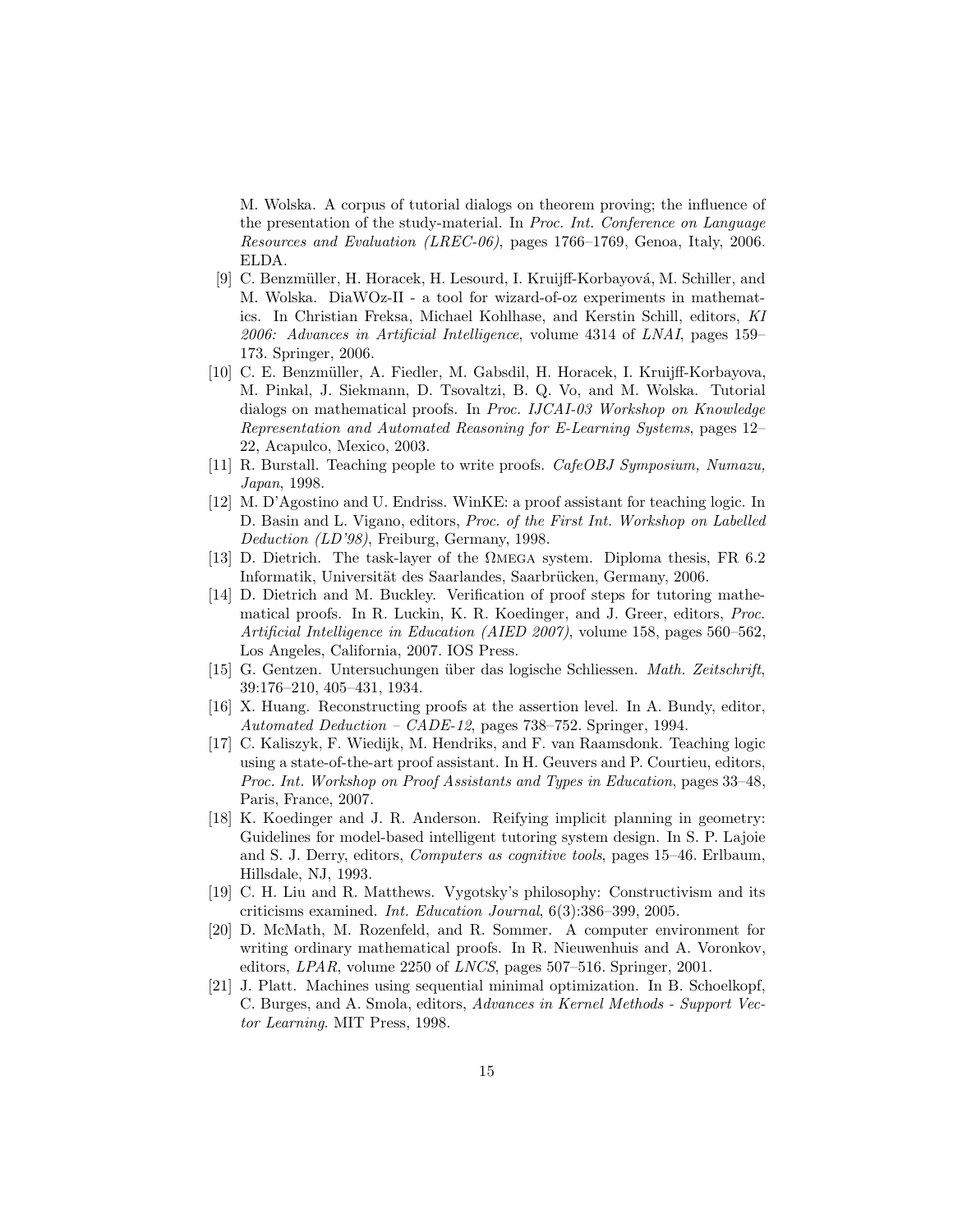M. Wolska. A corpus of tutorial dialogs on theorem proving; the influence of the presentation of the study-material. In *Proc. Int. Conference on Language Resources and Evaluation (LREC-06)*, pages 1766–1769, Genoa, Italy, 2006. ELDA.

[9] C. Benzmüller, H. Horacek, H. Lesourd, I. Kruijff-Korbayová, M. Schiller, and M. Wolska. DiaWOz-II - a tool for wizard-of-oz experiments in mathematics. In Christian Freksa, Michael Kohlhase, and Kerstin Schill, editors, *KI 2006: Advances in Artificial Intelligence*, volume 4314 of *LNAI*, pages 159–173. Springer, 2006.

[10] C. E. Benzmüller, A. Fiedler, M. Gabsdil, H. Horacek, I. Kruijff-Korbayova, M. Pinkal, J. Siekmann, D. Tsovaltzi, B. Q. Vo, and M. Wolska. Tutorial dialogs on mathematical proofs. In *Proc. IJCAI-03 Workshop on Knowledge Representation and Automated Reasoning for E-Learning Systems*, pages 12–22, Acapulco, Mexico, 2003.

[11] R. Burstall. Teaching people to write proofs. *CafeOBJ Symposium, Numazu, Japan*, 1998.

[12] M. D'Agostino and U. Endriss. WinKE: a proof assistant for teaching logic. In D. Basin and L. Vigano, editors, *Proc. of the First Int. Workshop on Labelled Deduction (LD'98)*, Freiburg, Germany, 1998.

[13] D. Dietrich. The task-layer of the ΩMEGA system. Diploma thesis, FR 6.2 Informatik, Universität des Saarlandes, Saarbrücken, Germany, 2006.

[14] D. Dietrich and M. Buckley. Verification of proof steps for tutoring mathematical proofs. In R. Luckin, K. R. Koedinger, and J. Greer, editors, *Proc. Artificial Intelligence in Education (AIED 2007)*, volume 158, pages 560–562, Los Angeles, California, 2007. IOS Press.

[15] G. Gentzen. Untersuchungen über das logische Schliessen. *Math. Zeitschrift*, 39:176–210, 405–431, 1934.

[16] X. Huang. Reconstructing proofs at the assertion level. In A. Bundy, editor, *Automated Deduction – CADE-12*, pages 738–752. Springer, 1994.

[17] C. Kaliszyk, F. Wiedijk, M. Hendriks, and F. van Raamsdonk. Teaching logic using a state-of-the-art proof assistant. In H. Geuvers and P. Courtieu, editors, *Proc. Int. Workshop on Proof Assistants and Types in Education*, pages 33–48, Paris, France, 2007.

[18] K. Koedinger and J. R. Anderson. Reifying implicit planning in geometry: Guidelines for model-based intelligent tutoring system design. In S. P. Lajoie and S. J. Derry, editors, *Computers as cognitive tools*, pages 15–46. Erlbaum, Hillsdale, NJ, 1993.

[19] C. H. Liu and R. Matthews. Vygotsky's philosophy: Constructivism and its criticisms examined. *Int. Education Journal*, 6(3):386–399, 2005.

[20] D. McMath, M. Rozenfeld, and R. Sommer. A computer environment for writing ordinary mathematical proofs. In R. Nieuwenhuis and A. Voronkov, editors, *LPAR*, volume 2250 of *LNCS*, pages 507–516. Springer, 2001.

[21] J. Platt. Machines using sequential minimal optimization. In B. Schoelkopf, C. Burges, and A. Smola, editors, *Advances in Kernel Methods - Support Vector Learning*. MIT Press, 1998.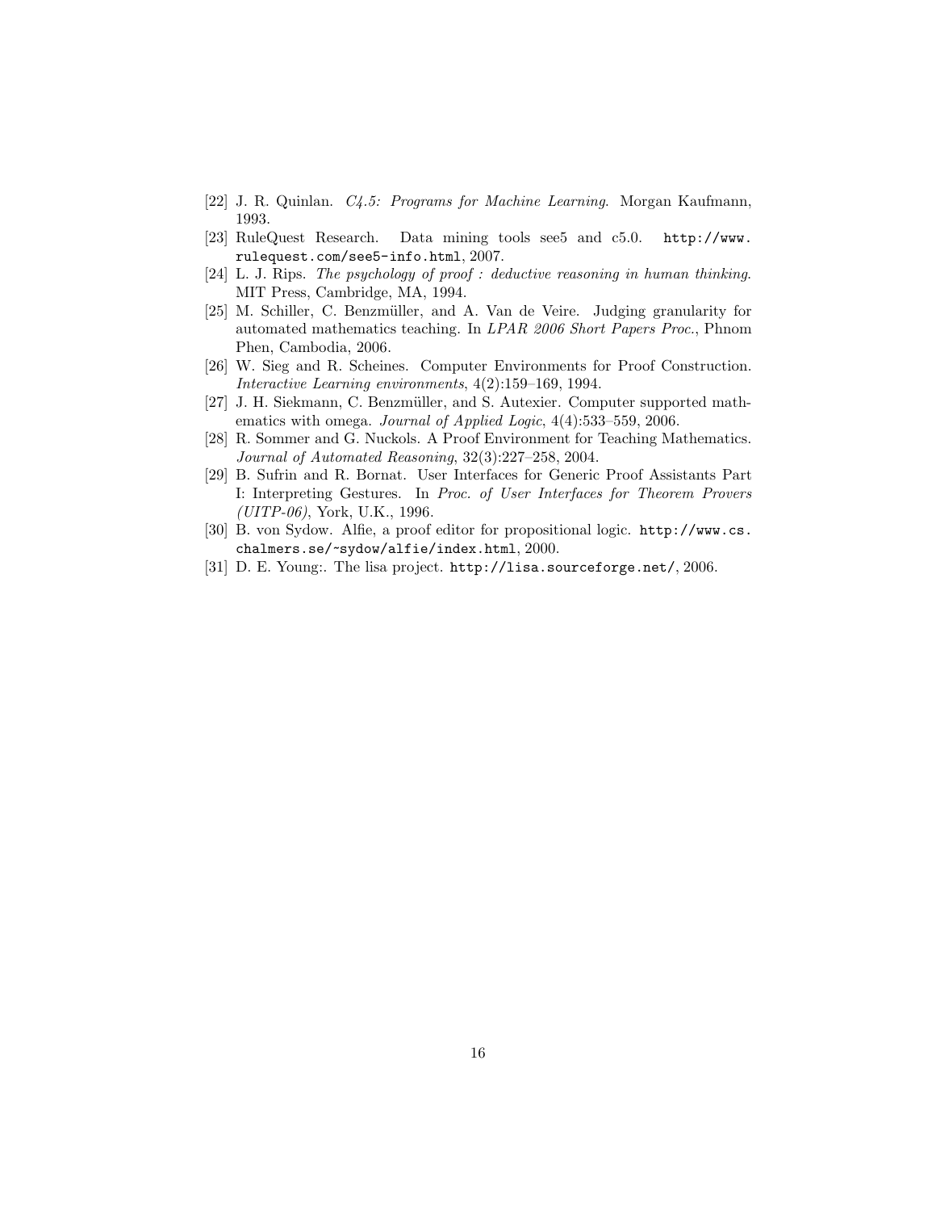[22] J. R. Quinlan. *C4.5: Programs for Machine Learning*. Morgan Kaufmann, 1993.

[23] RuleQuest Research. Data mining tools see5 and c5.0. `http://www.rulequest.com/see5-info.html`, 2007.

[24] L. J. Rips. *The psychology of proof : deductive reasoning in human thinking*. MIT Press, Cambridge, MA, 1994.

[25] M. Schiller, C. Benzmüller, and A. Van de Veire. Judging granularity for automated mathematics teaching. In *LPAR 2006 Short Papers Proc.*, Phnom Phen, Cambodia, 2006.

[26] W. Sieg and R. Scheines. Computer Environments for Proof Construction. *Interactive Learning environments*, 4(2):159–169, 1994.

[27] J. H. Siekmann, C. Benzmüller, and S. Autexier. Computer supported mathematics with omega. *Journal of Applied Logic*, 4(4):533–559, 2006.

[28] R. Sommer and G. Nuckols. A Proof Environment for Teaching Mathematics. *Journal of Automated Reasoning*, 32(3):227–258, 2004.

[29] B. Sufrin and R. Bornat. User Interfaces for Generic Proof Assistants Part I: Interpreting Gestures. In *Proc. of User Interfaces for Theorem Provers (UITP-06)*, York, U.K., 1996.

[30] B. von Sydow. Alfie, a proof editor for propositional logic. `http://www.cs.chalmers.se/~sydow/alfie/index.html`, 2000.

[31] D. E. Young:. The lisa project. `http://lisa.sourceforge.net/`, 2006.